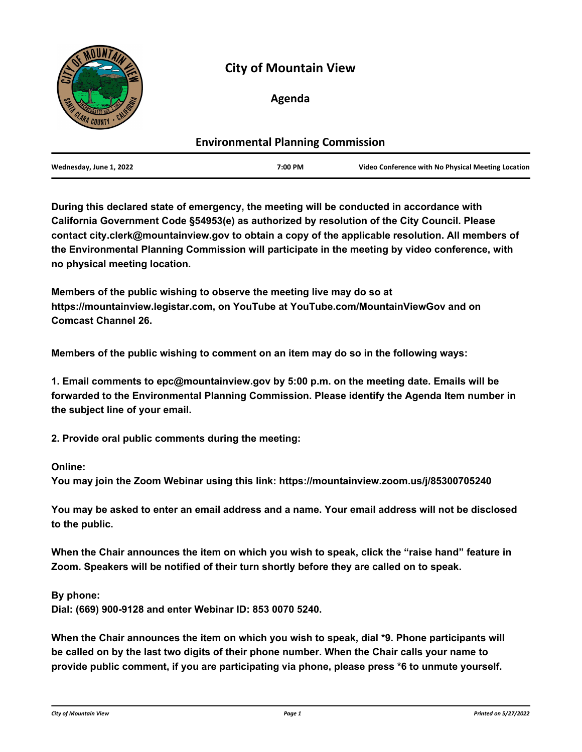# City of Mountain View

## Agenda

### Environmental Planning Commission

| Wednesday, June 1, 2022 | 7:00 PM | Video Conference with No Physical Meeting Location |
|---|---|---|

**During this declared state of emergency, the meeting will be conducted in accordance with California Government Code §54953(e) as authorized by resolution of the City Council. Please contact city.clerk@mountainview.gov to obtain a copy of the applicable resolution. All members of the Environmental Planning Commission will participate in the meeting by video conference, with no physical meeting location.**

**Members of the public wishing to observe the meeting live may do so at https://mountainview.legistar.com, on YouTube at YouTube.com/MountainViewGov and on Comcast Channel 26.**

**Members of the public wishing to comment on an item may do so in the following ways:**

**1. Email comments to epc@mountainview.gov by 5:00 p.m. on the meeting date. Emails will be forwarded to the Environmental Planning Commission. Please identify the Agenda Item number in the subject line of your email.**

**2. Provide oral public comments during the meeting:**

**Online:**
**You may join the Zoom Webinar using this link: https://mountainview.zoom.us/j/85300705240**

**You may be asked to enter an email address and a name. Your email address will not be disclosed to the public.**

**When the Chair announces the item on which you wish to speak, click the "raise hand" feature in Zoom. Speakers will be notified of their turn shortly before they are called on to speak.**

**By phone:**
**Dial: (669) 900-9128 and enter Webinar ID: 853 0070 5240.**

**When the Chair announces the item on which you wish to speak, dial *9. Phone participants will be called on by the last two digits of their phone number. When the Chair calls your name to provide public comment, if you are participating via phone, please press *6 to unmute yourself.**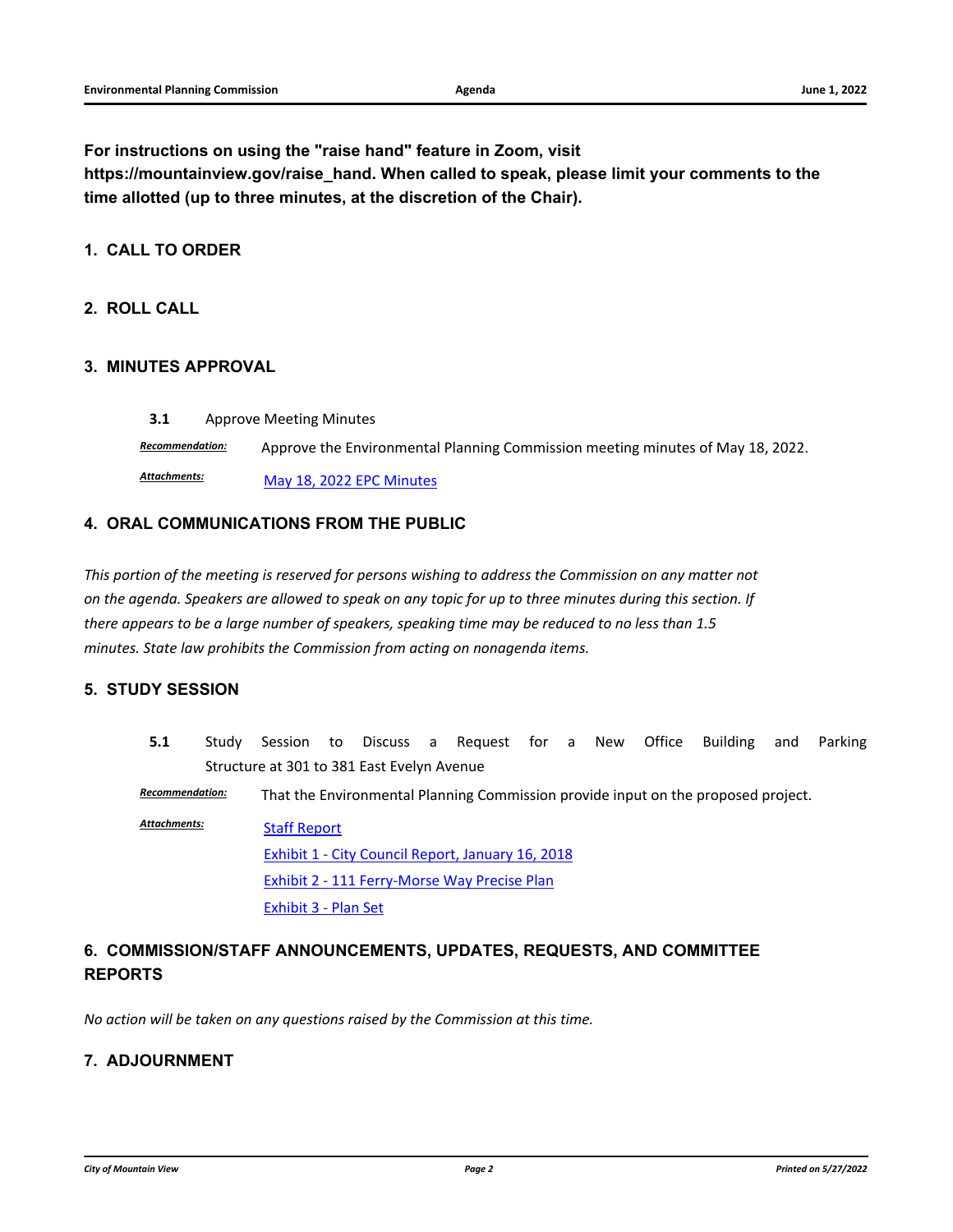**For instructions on using the "raise hand" feature in Zoom, visit https://mountainview.gov/raise_hand. When called to speak, please limit your comments to the time allotted (up to three minutes, at the discretion of the Chair).**

## 1. CALL TO ORDER

## 2. ROLL CALL

## 3. MINUTES APPROVAL

**3.1** Approve Meeting Minutes

***Recommendation:*** Approve the Environmental Planning Commission meeting minutes of May 18, 2022.

***Attachments:*** May 18, 2022 EPC Minutes

## 4. ORAL COMMUNICATIONS FROM THE PUBLIC

*This portion of the meeting is reserved for persons wishing to address the Commission on any matter not on the agenda. Speakers are allowed to speak on any topic for up to three minutes during this section. If there appears to be a large number of speakers, speaking time may be reduced to no less than 1.5 minutes. State law prohibits the Commission from acting on nonagenda items.*

## 5. STUDY SESSION

**5.1** Study Session to Discuss a Request for a New Office Building and Parking Structure at 301 to 381 East Evelyn Avenue

***Recommendation:*** That the Environmental Planning Commission provide input on the proposed project.

***Attachments:***
- Staff Report
- Exhibit 1 - City Council Report, January 16, 2018
- Exhibit 2 - 111 Ferry-Morse Way Precise Plan
- Exhibit 3 - Plan Set

## 6. COMMISSION/STAFF ANNOUNCEMENTS, UPDATES, REQUESTS, AND COMMITTEE REPORTS

*No action will be taken on any questions raised by the Commission at this time.*

## 7. ADJOURNMENT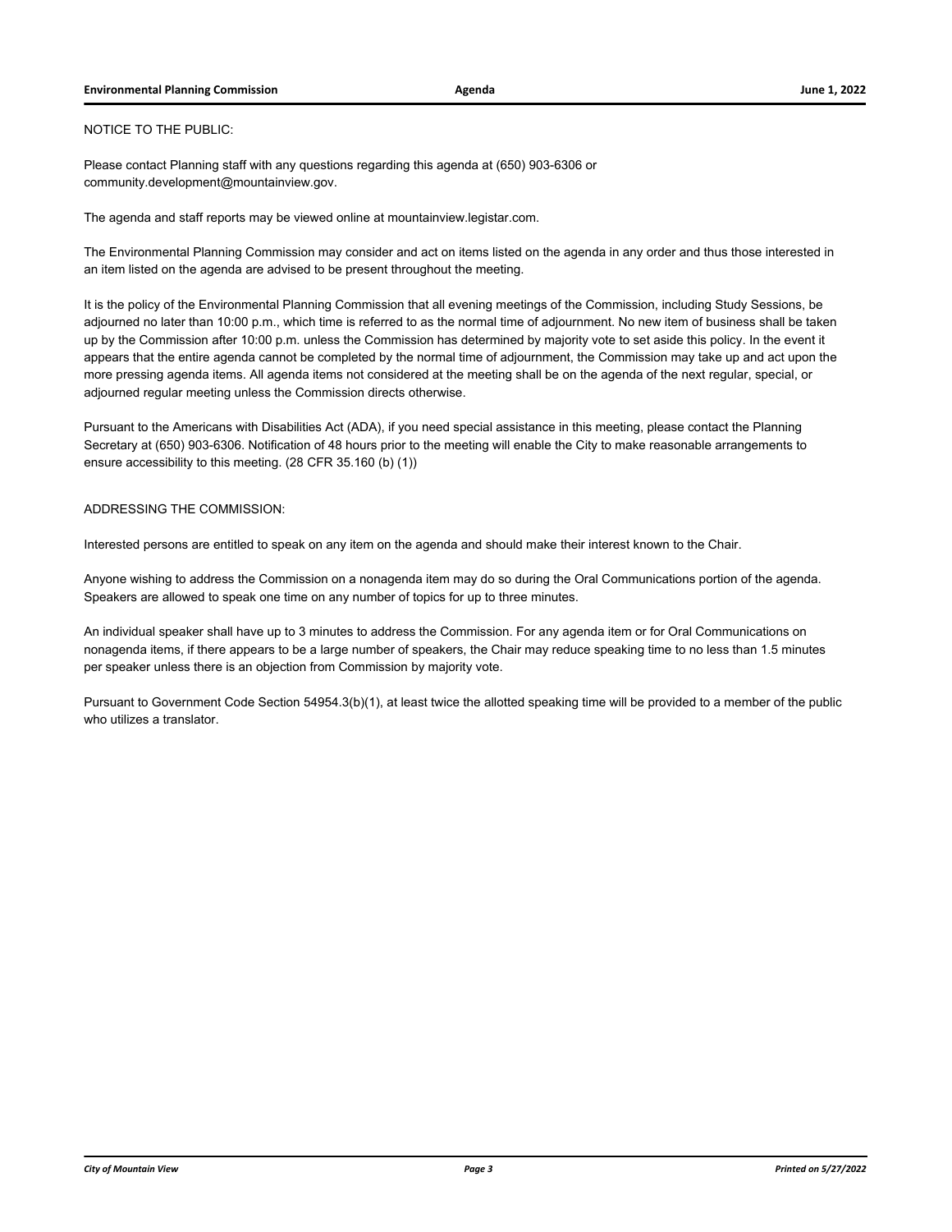NOTICE TO THE PUBLIC:

Please contact Planning staff with any questions regarding this agenda at (650) 903-6306 or community.development@mountainview.gov.

The agenda and staff reports may be viewed online at mountainview.legistar.com.

The Environmental Planning Commission may consider and act on items listed on the agenda in any order and thus those interested in an item listed on the agenda are advised to be present throughout the meeting.

It is the policy of the Environmental Planning Commission that all evening meetings of the Commission, including Study Sessions, be adjourned no later than 10:00 p.m., which time is referred to as the normal time of adjournment. No new item of business shall be taken up by the Commission after 10:00 p.m. unless the Commission has determined by majority vote to set aside this policy. In the event it appears that the entire agenda cannot be completed by the normal time of adjournment, the Commission may take up and act upon the more pressing agenda items. All agenda items not considered at the meeting shall be on the agenda of the next regular, special, or adjourned regular meeting unless the Commission directs otherwise.

Pursuant to the Americans with Disabilities Act (ADA), if you need special assistance in this meeting, please contact the Planning Secretary at (650) 903-6306. Notification of 48 hours prior to the meeting will enable the City to make reasonable arrangements to ensure accessibility to this meeting. (28 CFR 35.160 (b) (1))

ADDRESSING THE COMMISSION:

Interested persons are entitled to speak on any item on the agenda and should make their interest known to the Chair.

Anyone wishing to address the Commission on a nonagenda item may do so during the Oral Communications portion of the agenda. Speakers are allowed to speak one time on any number of topics for up to three minutes.

An individual speaker shall have up to 3 minutes to address the Commission. For any agenda item or for Oral Communications on nonagenda items, if there appears to be a large number of speakers, the Chair may reduce speaking time to no less than 1.5 minutes per speaker unless there is an objection from Commission by majority vote.

Pursuant to Government Code Section 54954.3(b)(1), at least twice the allotted speaking time will be provided to a member of the public who utilizes a translator.